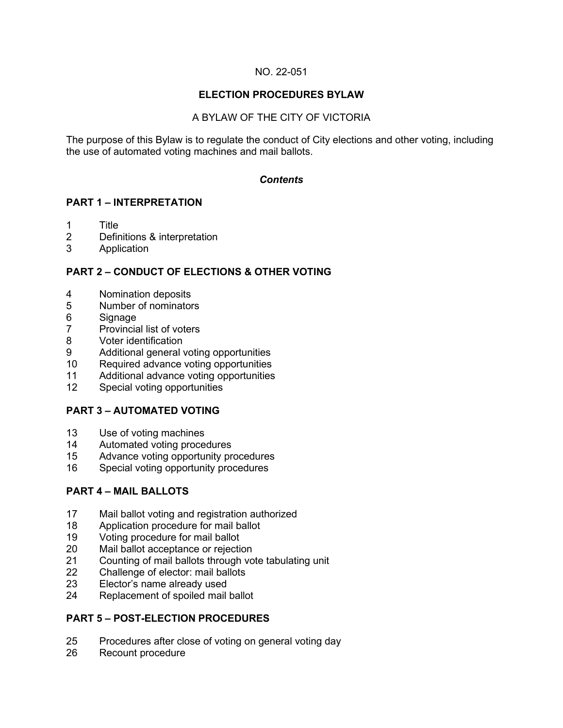NO. 22-051

# ELECTION PROCEDURES BYLAW

A BYLAW OF THE CITY OF VICTORIA

The purpose of this Bylaw is to regulate the conduct of City elections and other voting, including the use of automated voting machines and mail ballots.

***Contents***

## PART 1 – INTERPRETATION

1 Title
2 Definitions & interpretation
3 Application

## PART 2 – CONDUCT OF ELECTIONS & OTHER VOTING

4 Nomination deposits
5 Number of nominators
6 Signage
7 Provincial list of voters
8 Voter identification
9 Additional general voting opportunities
10 Required advance voting opportunities
11 Additional advance voting opportunities
12 Special voting opportunities

## PART 3 – AUTOMATED VOTING

13 Use of voting machines
14 Automated voting procedures
15 Advance voting opportunity procedures
16 Special voting opportunity procedures

## PART 4 – MAIL BALLOTS

17 Mail ballot voting and registration authorized
18 Application procedure for mail ballot
19 Voting procedure for mail ballot
20 Mail ballot acceptance or rejection
21 Counting of mail ballots through vote tabulating unit
22 Challenge of elector: mail ballots
23 Elector's name already used
24 Replacement of spoiled mail ballot

## PART 5 – POST-ELECTION PROCEDURES

25 Procedures after close of voting on general voting day
26 Recount procedure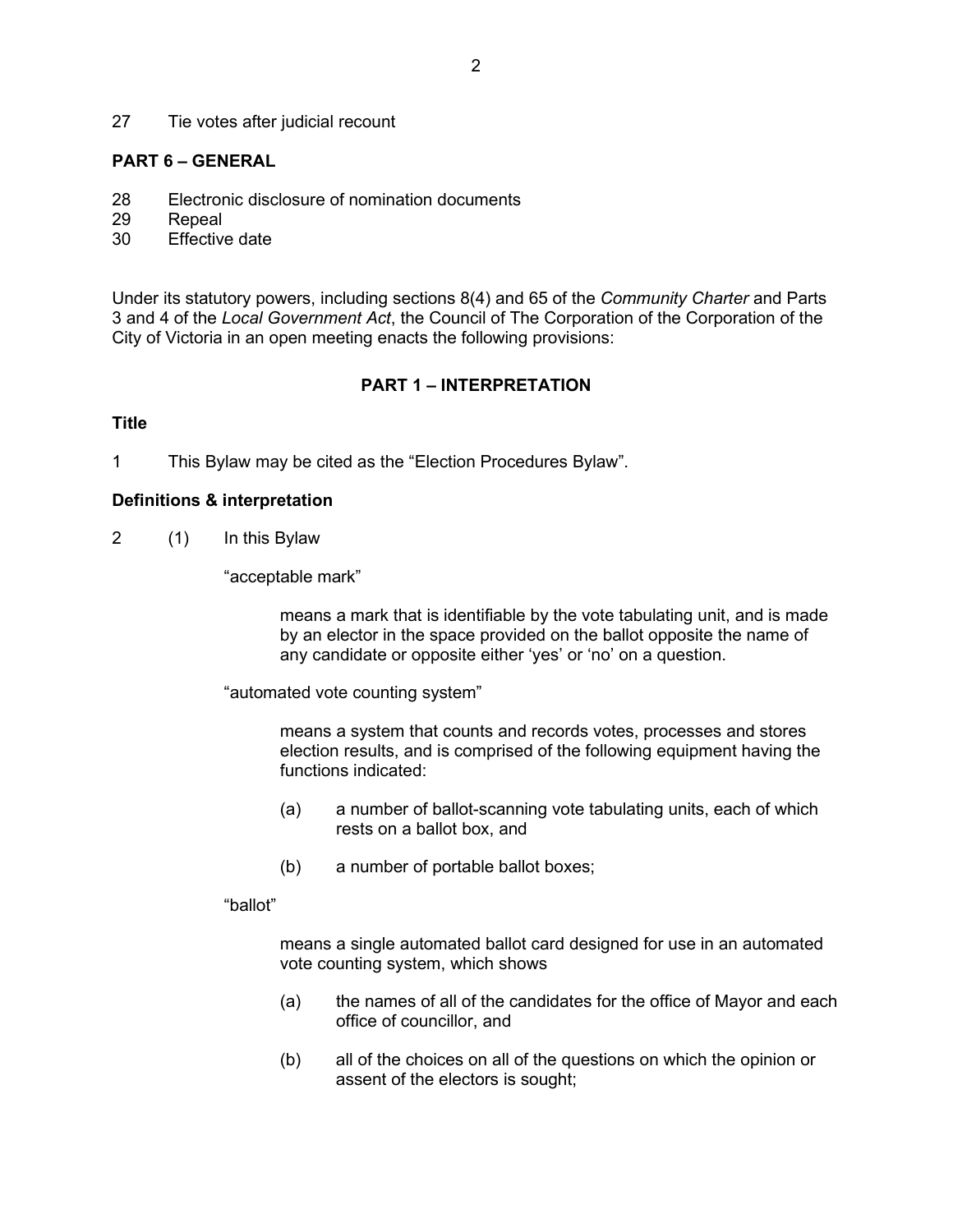27 Tie votes after judicial recount

**PART 6 – GENERAL**

28 Electronic disclosure of nomination documents
29 Repeal
30 Effective date

Under its statutory powers, including sections 8(4) and 65 of the *Community Charter* and Parts 3 and 4 of the *Local Government Act*, the Council of The Corporation of the Corporation of the City of Victoria in an open meeting enacts the following provisions:

## PART 1 – INTERPRETATION

**Title**

1 This Bylaw may be cited as the "Election Procedures Bylaw".

**Definitions & interpretation**

2 (1) In this Bylaw

"acceptable mark"

means a mark that is identifiable by the vote tabulating unit, and is made by an elector in the space provided on the ballot opposite the name of any candidate or opposite either 'yes' or 'no' on a question.

"automated vote counting system"

means a system that counts and records votes, processes and stores election results, and is comprised of the following equipment having the functions indicated:

(a) a number of ballot-scanning vote tabulating units, each of which rests on a ballot box, and

(b) a number of portable ballot boxes;

"ballot"

means a single automated ballot card designed for use in an automated vote counting system, which shows

(a) the names of all of the candidates for the office of Mayor and each office of councillor, and

(b) all of the choices on all of the questions on which the opinion or assent of the electors is sought;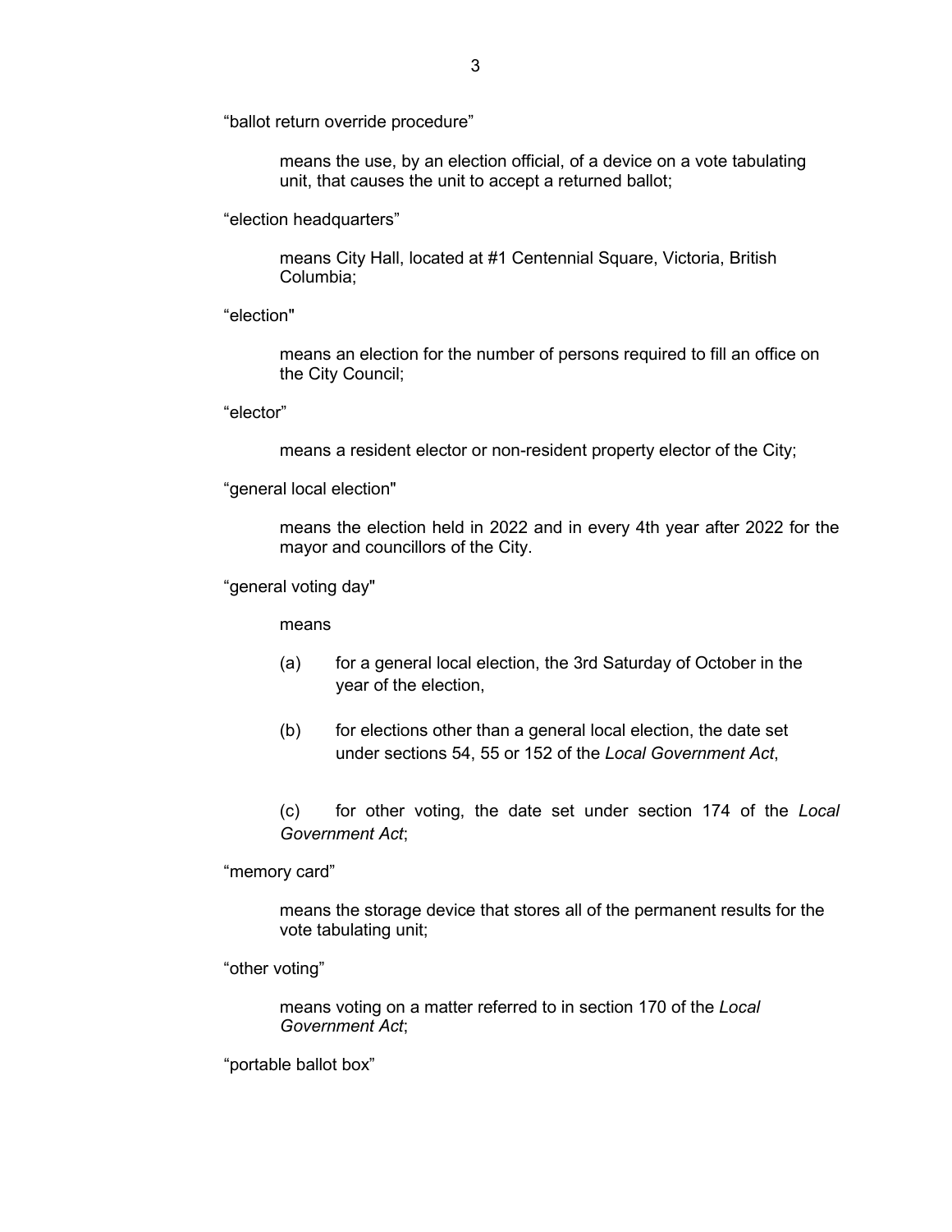“ballot return override procedure”

means the use, by an election official, of a device on a vote tabulating unit, that causes the unit to accept a returned ballot;

“election headquarters”

means City Hall, located at #1 Centennial Square, Victoria, British Columbia;

“election"

means an election for the number of persons required to fill an office on the City Council;

“elector”

means a resident elector or non-resident property elector of the City;

“general local election"

means the election held in 2022 and in every 4th year after 2022 for the mayor and councillors of the City.

“general voting day"

means

(a) for a general local election, the 3rd Saturday of October in the year of the election,

(b) for elections other than a general local election, the date set under sections 54, 55 or 152 of the *Local Government Act*,

(c) for other voting, the date set under section 174 of the *Local Government Act*;

“memory card”

means the storage device that stores all of the permanent results for the vote tabulating unit;

“other voting”

means voting on a matter referred to in section 170 of the *Local Government Act*;

“portable ballot box”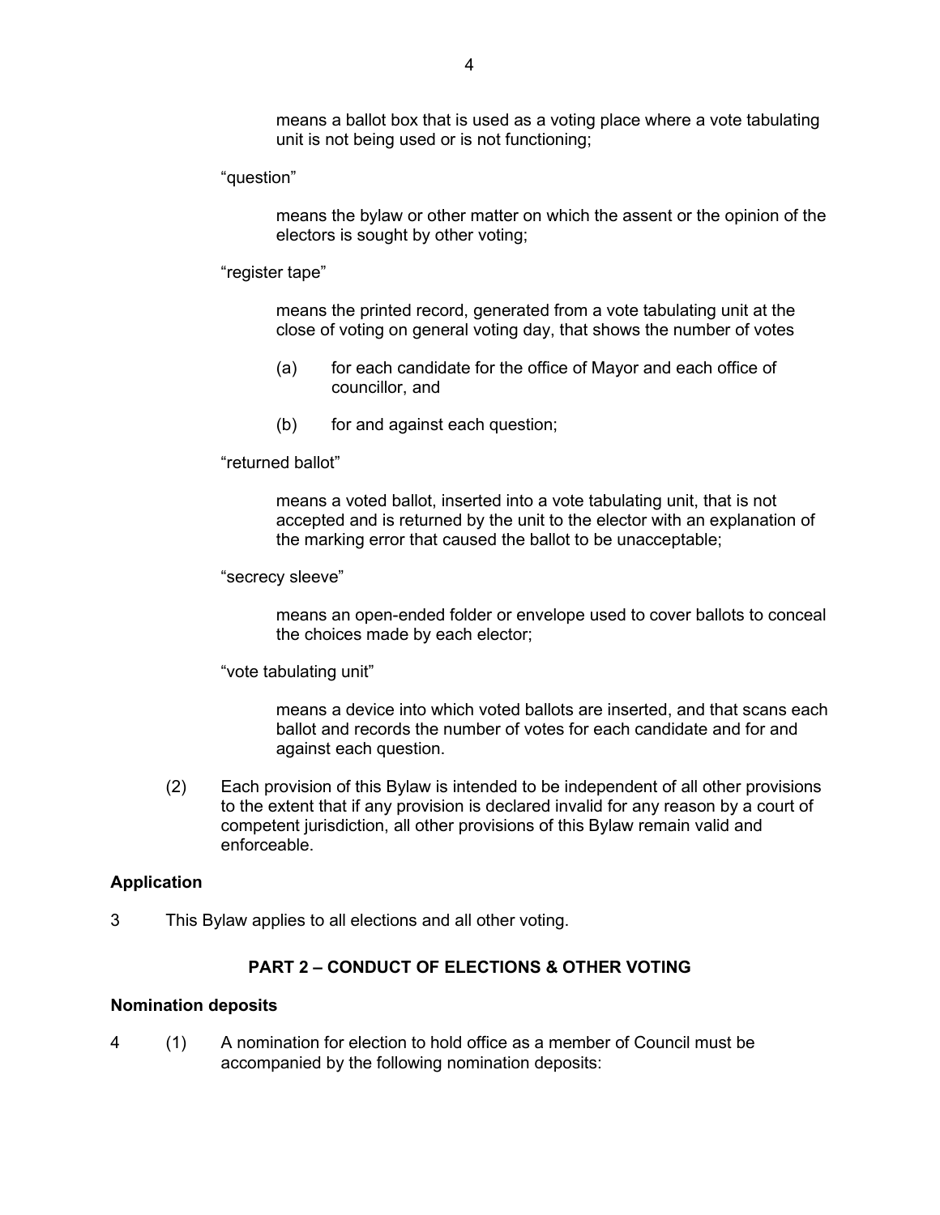means a ballot box that is used as a voting place where a vote tabulating unit is not being used or is not functioning;

"question"

means the bylaw or other matter on which the assent or the opinion of the electors is sought by other voting;

"register tape"

means the printed record, generated from a vote tabulating unit at the close of voting on general voting day, that shows the number of votes

(a) for each candidate for the office of Mayor and each office of councillor, and

(b) for and against each question;

"returned ballot"

means a voted ballot, inserted into a vote tabulating unit, that is not accepted and is returned by the unit to the elector with an explanation of the marking error that caused the ballot to be unacceptable;

"secrecy sleeve"

means an open-ended folder or envelope used to cover ballots to conceal the choices made by each elector;

"vote tabulating unit"

means a device into which voted ballots are inserted, and that scans each ballot and records the number of votes for each candidate and for and against each question.

(2) Each provision of this Bylaw is intended to be independent of all other provisions to the extent that if any provision is declared invalid for any reason by a court of competent jurisdiction, all other provisions of this Bylaw remain valid and enforceable.

**Application**

3 This Bylaw applies to all elections and all other voting.

## PART 2 – CONDUCT OF ELECTIONS & OTHER VOTING

**Nomination deposits**

4 (1) A nomination for election to hold office as a member of Council must be accompanied by the following nomination deposits: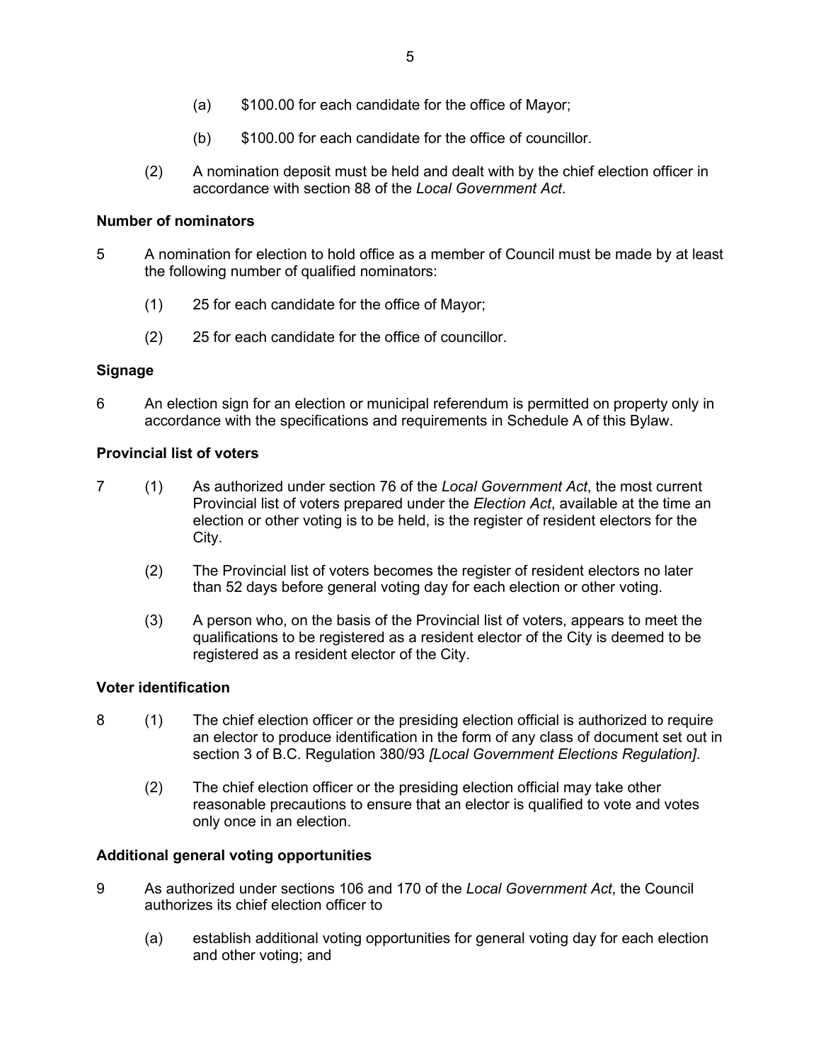(a) $100.00 for each candidate for the office of Mayor;

(b) $100.00 for each candidate for the office of councillor.

(2) A nomination deposit must be held and dealt with by the chief election officer in accordance with section 88 of the *Local Government Act*.

**Number of nominators**

5 A nomination for election to hold office as a member of Council must be made by at least the following number of qualified nominators:

(1) 25 for each candidate for the office of Mayor;

(2) 25 for each candidate for the office of councillor.

**Signage**

6 An election sign for an election or municipal referendum is permitted on property only in accordance with the specifications and requirements in Schedule A of this Bylaw.

**Provincial list of voters**

7 (1) As authorized under section 76 of the *Local Government Act*, the most current Provincial list of voters prepared under the *Election Act*, available at the time an election or other voting is to be held, is the register of resident electors for the City.

(2) The Provincial list of voters becomes the register of resident electors no later than 52 days before general voting day for each election or other voting.

(3) A person who, on the basis of the Provincial list of voters, appears to meet the qualifications to be registered as a resident elector of the City is deemed to be registered as a resident elector of the City.

**Voter identification**

8 (1) The chief election officer or the presiding election official is authorized to require an elector to produce identification in the form of any class of document set out in section 3 of B.C. Regulation 380/93 *[Local Government Elections Regulation]*.

(2) The chief election officer or the presiding election official may take other reasonable precautions to ensure that an elector is qualified to vote and votes only once in an election.

**Additional general voting opportunities**

9 As authorized under sections 106 and 170 of the *Local Government Act*, the Council authorizes its chief election officer to

(a) establish additional voting opportunities for general voting day for each election and other voting; and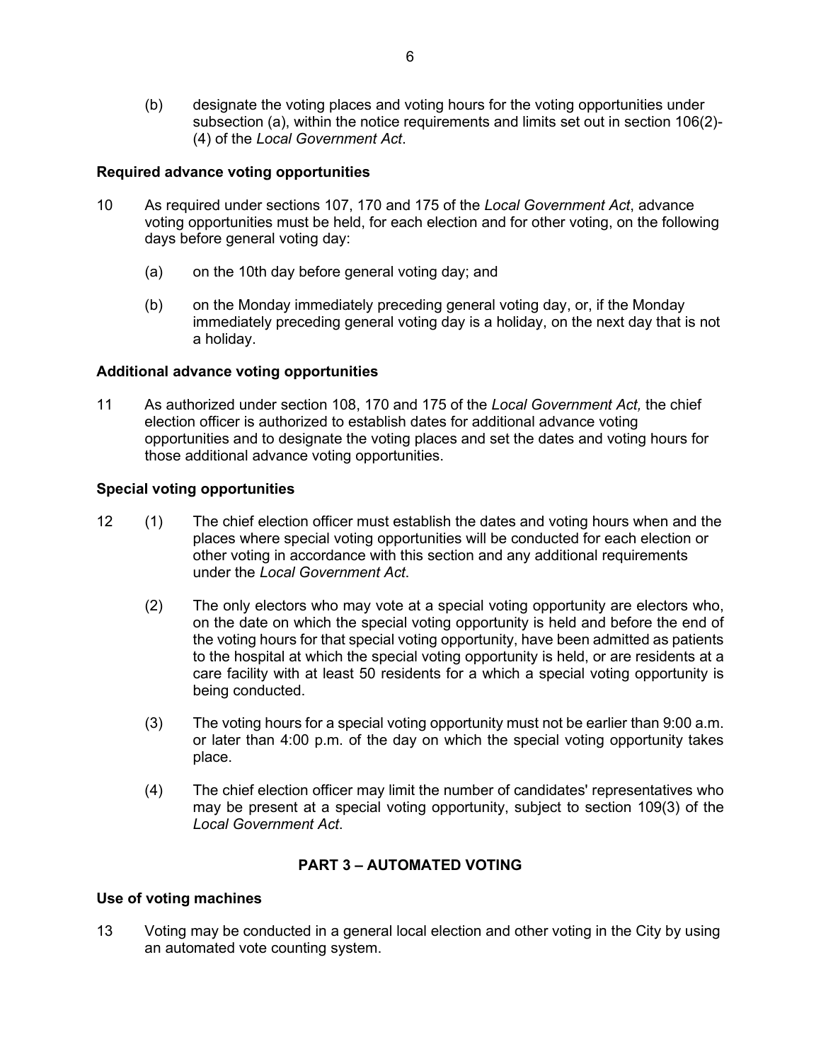(b) designate the voting places and voting hours for the voting opportunities under subsection (a), within the notice requirements and limits set out in section 106(2)-(4) of the *Local Government Act*.

**Required advance voting opportunities**

10 As required under sections 107, 170 and 175 of the *Local Government Act*, advance voting opportunities must be held, for each election and for other voting, on the following days before general voting day:

(a) on the 10th day before general voting day; and

(b) on the Monday immediately preceding general voting day, or, if the Monday immediately preceding general voting day is a holiday, on the next day that is not a holiday.

**Additional advance voting opportunities**

11 As authorized under section 108, 170 and 175 of the *Local Government Act,* the chief election officer is authorized to establish dates for additional advance voting opportunities and to designate the voting places and set the dates and voting hours for those additional advance voting opportunities.

**Special voting opportunities**

12 (1) The chief election officer must establish the dates and voting hours when and the places where special voting opportunities will be conducted for each election or other voting in accordance with this section and any additional requirements under the *Local Government Act*.

(2) The only electors who may vote at a special voting opportunity are electors who, on the date on which the special voting opportunity is held and before the end of the voting hours for that special voting opportunity, have been admitted as patients to the hospital at which the special voting opportunity is held, or are residents at a care facility with at least 50 residents for a which a special voting opportunity is being conducted.

(3) The voting hours for a special voting opportunity must not be earlier than 9:00 a.m. or later than 4:00 p.m. of the day on which the special voting opportunity takes place.

(4) The chief election officer may limit the number of candidates' representatives who may be present at a special voting opportunity, subject to section 109(3) of the *Local Government Act*.

## PART 3 – AUTOMATED VOTING

**Use of voting machines**

13 Voting may be conducted in a general local election and other voting in the City by using an automated vote counting system.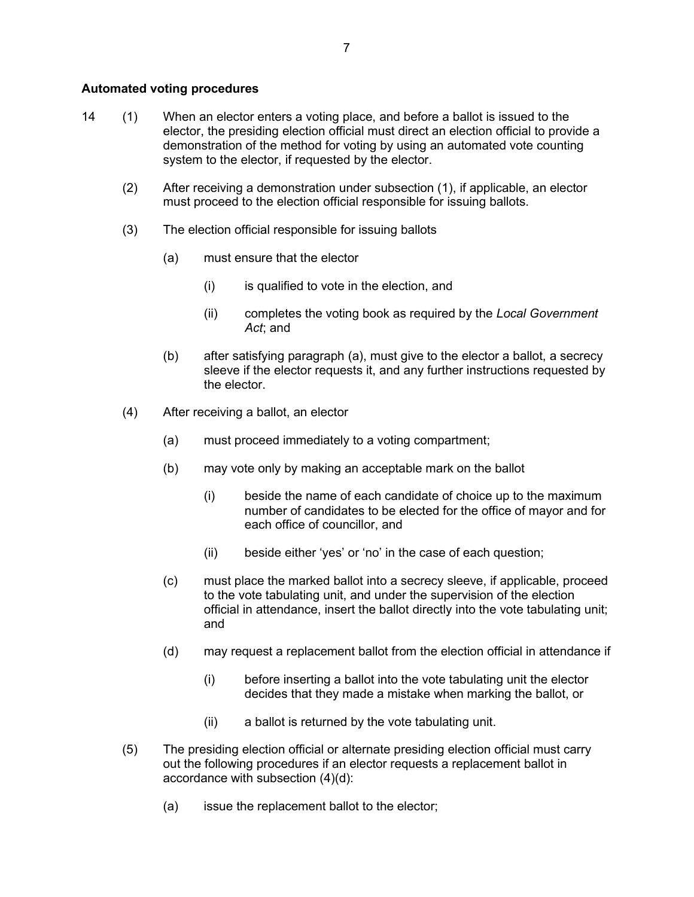**Automated voting procedures**

14 (1) When an elector enters a voting place, and before a ballot is issued to the elector, the presiding election official must direct an election official to provide a demonstration of the method for voting by using an automated vote counting system to the elector, if requested by the elector.

(2) After receiving a demonstration under subsection (1), if applicable, an elector must proceed to the election official responsible for issuing ballots.

(3) The election official responsible for issuing ballots

(a) must ensure that the elector

(i) is qualified to vote in the election, and

(ii) completes the voting book as required by the *Local Government Act*; and

(b) after satisfying paragraph (a), must give to the elector a ballot, a secrecy sleeve if the elector requests it, and any further instructions requested by the elector.

(4) After receiving a ballot, an elector

(a) must proceed immediately to a voting compartment;

(b) may vote only by making an acceptable mark on the ballot

(i) beside the name of each candidate of choice up to the maximum number of candidates to be elected for the office of mayor and for each office of councillor, and

(ii) beside either 'yes' or 'no' in the case of each question;

(c) must place the marked ballot into a secrecy sleeve, if applicable, proceed to the vote tabulating unit, and under the supervision of the election official in attendance, insert the ballot directly into the vote tabulating unit; and

(d) may request a replacement ballot from the election official in attendance if

(i) before inserting a ballot into the vote tabulating unit the elector decides that they made a mistake when marking the ballot, or

(ii) a ballot is returned by the vote tabulating unit.

(5) The presiding election official or alternate presiding election official must carry out the following procedures if an elector requests a replacement ballot in accordance with subsection (4)(d):

(a) issue the replacement ballot to the elector;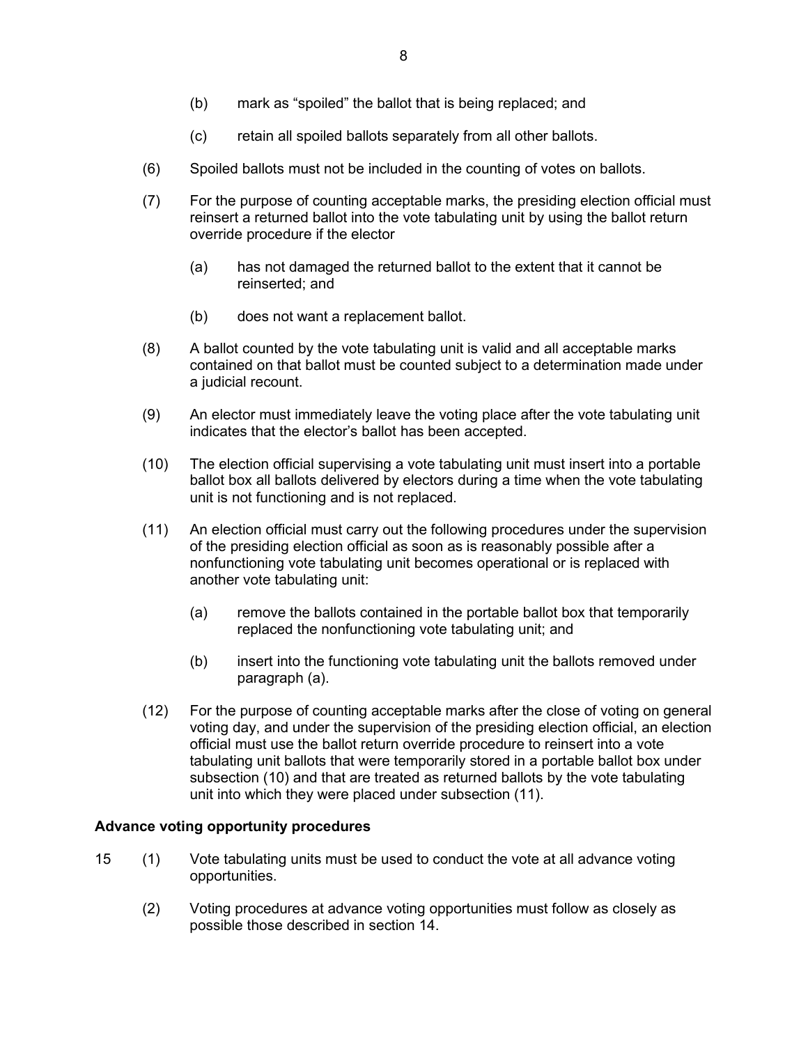(b) mark as “spoiled” the ballot that is being replaced; and

(c) retain all spoiled ballots separately from all other ballots.

(6) Spoiled ballots must not be included in the counting of votes on ballots.

(7) For the purpose of counting acceptable marks, the presiding election official must reinsert a returned ballot into the vote tabulating unit by using the ballot return override procedure if the elector

(a) has not damaged the returned ballot to the extent that it cannot be reinserted; and

(b) does not want a replacement ballot.

(8) A ballot counted by the vote tabulating unit is valid and all acceptable marks contained on that ballot must be counted subject to a determination made under a judicial recount.

(9) An elector must immediately leave the voting place after the vote tabulating unit indicates that the elector’s ballot has been accepted.

(10) The election official supervising a vote tabulating unit must insert into a portable ballot box all ballots delivered by electors during a time when the vote tabulating unit is not functioning and is not replaced.

(11) An election official must carry out the following procedures under the supervision of the presiding election official as soon as is reasonably possible after a nonfunctioning vote tabulating unit becomes operational or is replaced with another vote tabulating unit:

(a) remove the ballots contained in the portable ballot box that temporarily replaced the nonfunctioning vote tabulating unit; and

(b) insert into the functioning vote tabulating unit the ballots removed under paragraph (a).

(12) For the purpose of counting acceptable marks after the close of voting on general voting day, and under the supervision of the presiding election official, an election official must use the ballot return override procedure to reinsert into a vote tabulating unit ballots that were temporarily stored in a portable ballot box under subsection (10) and that are treated as returned ballots by the vote tabulating unit into which they were placed under subsection (11).

**Advance voting opportunity procedures**

15 (1) Vote tabulating units must be used to conduct the vote at all advance voting opportunities.

(2) Voting procedures at advance voting opportunities must follow as closely as possible those described in section 14.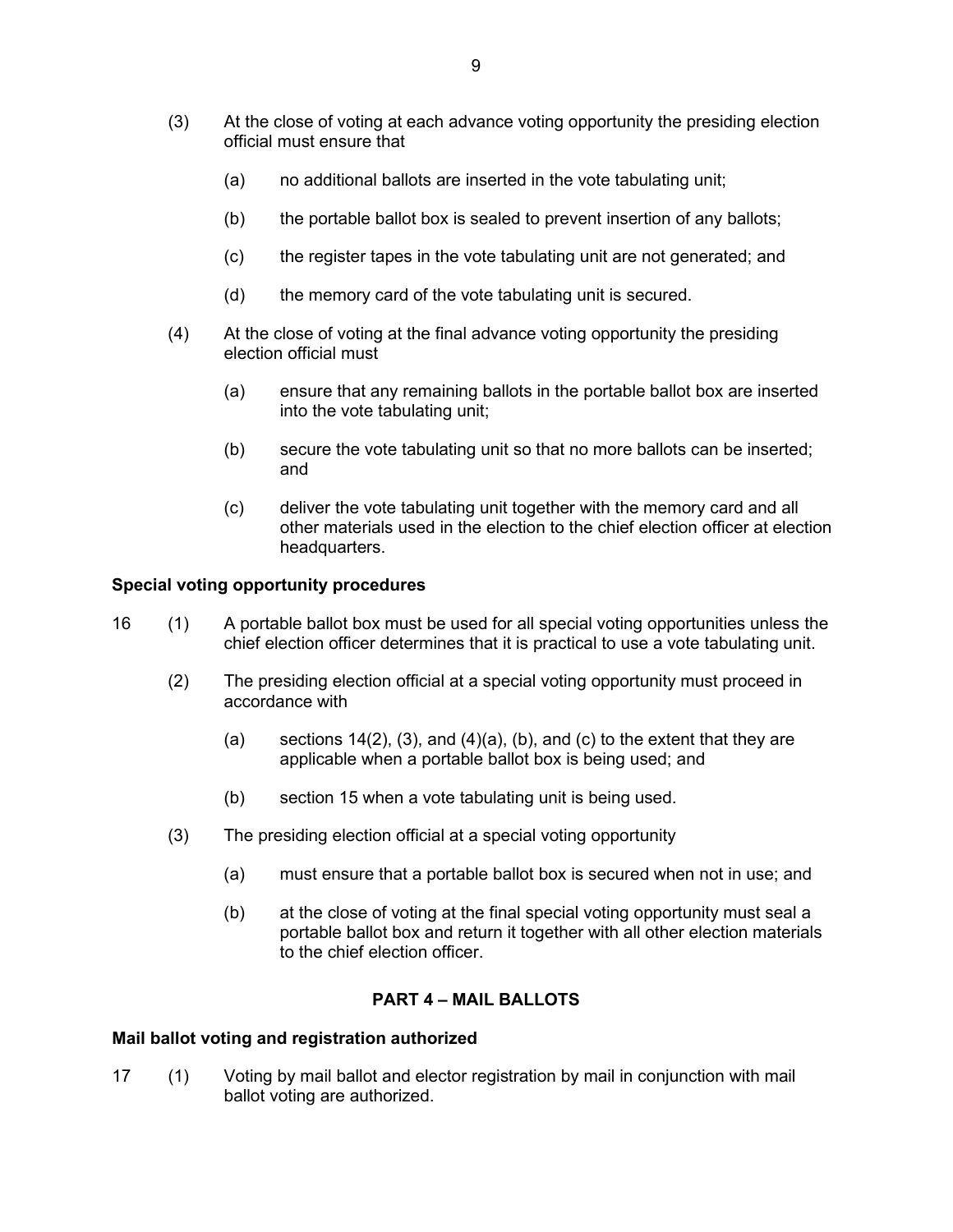(3) At the close of voting at each advance voting opportunity the presiding election official must ensure that

(a) no additional ballots are inserted in the vote tabulating unit;

(b) the portable ballot box is sealed to prevent insertion of any ballots;

(c) the register tapes in the vote tabulating unit are not generated; and

(d) the memory card of the vote tabulating unit is secured.

(4) At the close of voting at the final advance voting opportunity the presiding election official must

(a) ensure that any remaining ballots in the portable ballot box are inserted into the vote tabulating unit;

(b) secure the vote tabulating unit so that no more ballots can be inserted; and

(c) deliver the vote tabulating unit together with the memory card and all other materials used in the election to the chief election officer at election headquarters.

**Special voting opportunity procedures**

16 (1) A portable ballot box must be used for all special voting opportunities unless the chief election officer determines that it is practical to use a vote tabulating unit.

(2) The presiding election official at a special voting opportunity must proceed in accordance with

(a) sections 14(2), (3), and (4)(a), (b), and (c) to the extent that they are applicable when a portable ballot box is being used; and

(b) section 15 when a vote tabulating unit is being used.

(3) The presiding election official at a special voting opportunity

(a) must ensure that a portable ballot box is secured when not in use; and

(b) at the close of voting at the final special voting opportunity must seal a portable ballot box and return it together with all other election materials to the chief election officer.

## PART 4 – MAIL BALLOTS

**Mail ballot voting and registration authorized**

17 (1) Voting by mail ballot and elector registration by mail in conjunction with mail ballot voting are authorized.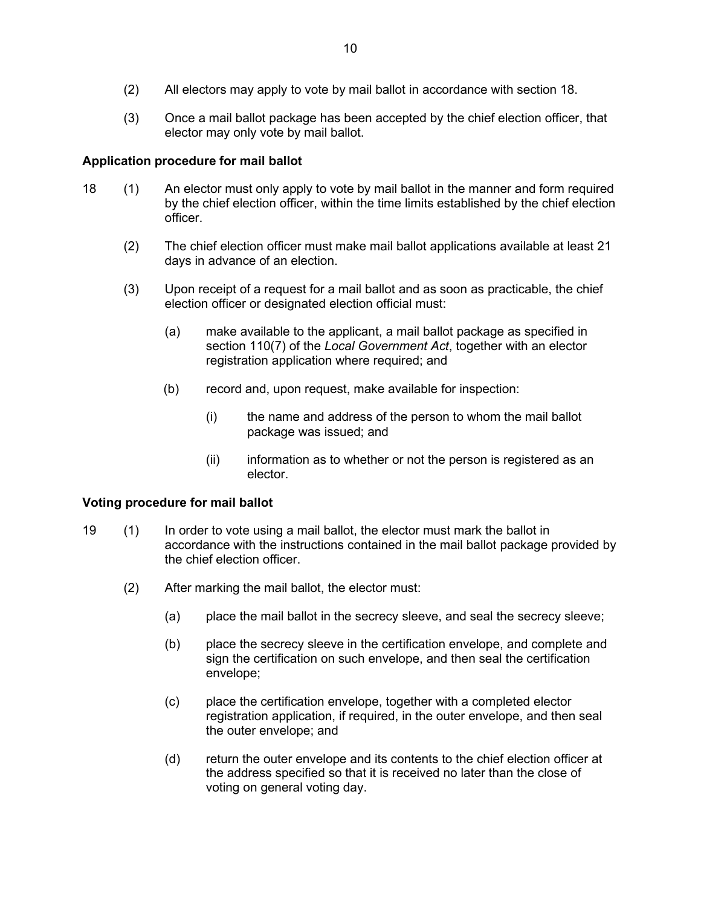(2) All electors may apply to vote by mail ballot in accordance with section 18.

(3) Once a mail ballot package has been accepted by the chief election officer, that elector may only vote by mail ballot.

**Application procedure for mail ballot**

18 (1) An elector must only apply to vote by mail ballot in the manner and form required by the chief election officer, within the time limits established by the chief election officer.

(2) The chief election officer must make mail ballot applications available at least 21 days in advance of an election.

(3) Upon receipt of a request for a mail ballot and as soon as practicable, the chief election officer or designated election official must:

(a) make available to the applicant, a mail ballot package as specified in section 110(7) of the *Local Government Act*, together with an elector registration application where required; and

(b) record and, upon request, make available for inspection:

(i) the name and address of the person to whom the mail ballot package was issued; and

(ii) information as to whether or not the person is registered as an elector.

**Voting procedure for mail ballot**

19 (1) In order to vote using a mail ballot, the elector must mark the ballot in accordance with the instructions contained in the mail ballot package provided by the chief election officer.

(2) After marking the mail ballot, the elector must:

(a) place the mail ballot in the secrecy sleeve, and seal the secrecy sleeve;

(b) place the secrecy sleeve in the certification envelope, and complete and sign the certification on such envelope, and then seal the certification envelope;

(c) place the certification envelope, together with a completed elector registration application, if required, in the outer envelope, and then seal the outer envelope; and

(d) return the outer envelope and its contents to the chief election officer at the address specified so that it is received no later than the close of voting on general voting day.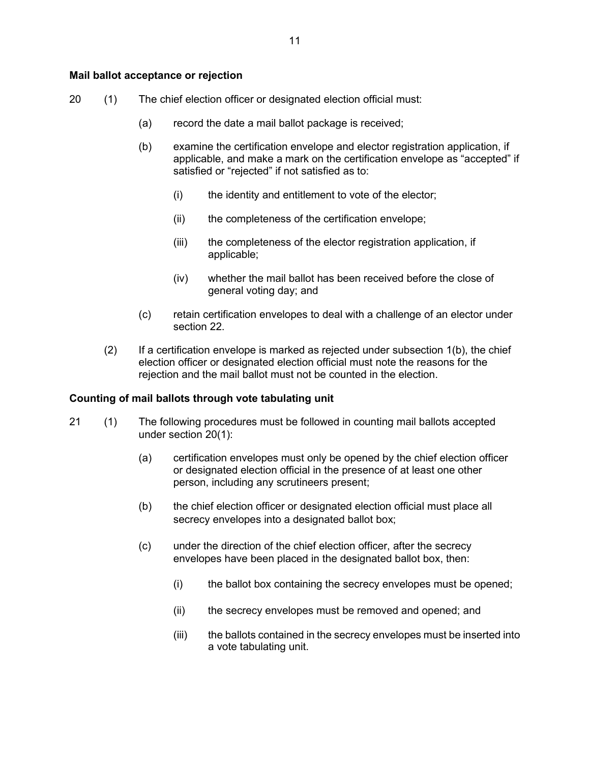**Mail ballot acceptance or rejection**

20 (1) The chief election officer or designated election official must:

(a) record the date a mail ballot package is received;

(b) examine the certification envelope and elector registration application, if applicable, and make a mark on the certification envelope as "accepted" if satisfied or "rejected" if not satisfied as to:

(i) the identity and entitlement to vote of the elector;

(ii) the completeness of the certification envelope;

(iii) the completeness of the elector registration application, if applicable;

(iv) whether the mail ballot has been received before the close of general voting day; and

(c) retain certification envelopes to deal with a challenge of an elector under section 22.

(2) If a certification envelope is marked as rejected under subsection 1(b), the chief election officer or designated election official must note the reasons for the rejection and the mail ballot must not be counted in the election.

**Counting of mail ballots through vote tabulating unit**

21 (1) The following procedures must be followed in counting mail ballots accepted under section 20(1):

(a) certification envelopes must only be opened by the chief election officer or designated election official in the presence of at least one other person, including any scrutineers present;

(b) the chief election officer or designated election official must place all secrecy envelopes into a designated ballot box;

(c) under the direction of the chief election officer, after the secrecy envelopes have been placed in the designated ballot box, then:

(i) the ballot box containing the secrecy envelopes must be opened;

(ii) the secrecy envelopes must be removed and opened; and

(iii) the ballots contained in the secrecy envelopes must be inserted into a vote tabulating unit.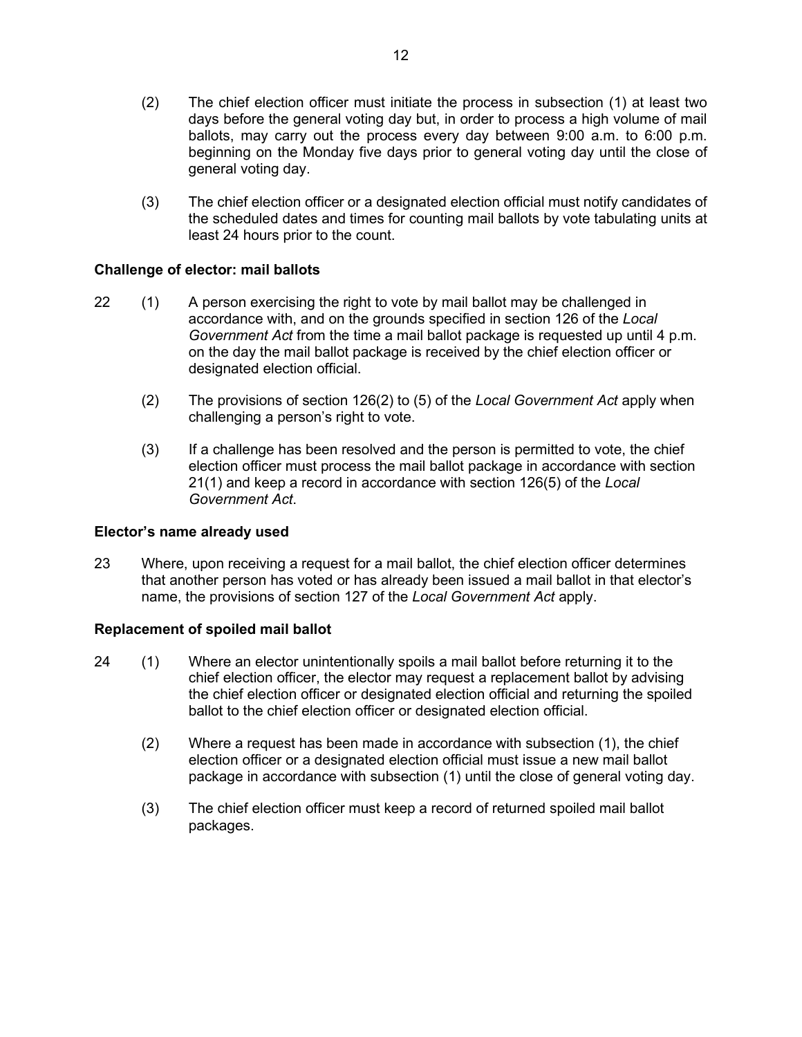(2) The chief election officer must initiate the process in subsection (1) at least two days before the general voting day but, in order to process a high volume of mail ballots, may carry out the process every day between 9:00 a.m. to 6:00 p.m. beginning on the Monday five days prior to general voting day until the close of general voting day.

(3) The chief election officer or a designated election official must notify candidates of the scheduled dates and times for counting mail ballots by vote tabulating units at least 24 hours prior to the count.

**Challenge of elector: mail ballots**

22 (1) A person exercising the right to vote by mail ballot may be challenged in accordance with, and on the grounds specified in section 126 of the *Local Government Act* from the time a mail ballot package is requested up until 4 p.m. on the day the mail ballot package is received by the chief election officer or designated election official.

(2) The provisions of section 126(2) to (5) of the *Local Government Act* apply when challenging a person's right to vote.

(3) If a challenge has been resolved and the person is permitted to vote, the chief election officer must process the mail ballot package in accordance with section 21(1) and keep a record in accordance with section 126(5) of the *Local Government Act*.

**Elector's name already used**

23 Where, upon receiving a request for a mail ballot, the chief election officer determines that another person has voted or has already been issued a mail ballot in that elector's name, the provisions of section 127 of the *Local Government Act* apply.

**Replacement of spoiled mail ballot**

24 (1) Where an elector unintentionally spoils a mail ballot before returning it to the chief election officer, the elector may request a replacement ballot by advising the chief election officer or designated election official and returning the spoiled ballot to the chief election officer or designated election official.

(2) Where a request has been made in accordance with subsection (1), the chief election officer or a designated election official must issue a new mail ballot package in accordance with subsection (1) until the close of general voting day.

(3) The chief election officer must keep a record of returned spoiled mail ballot packages.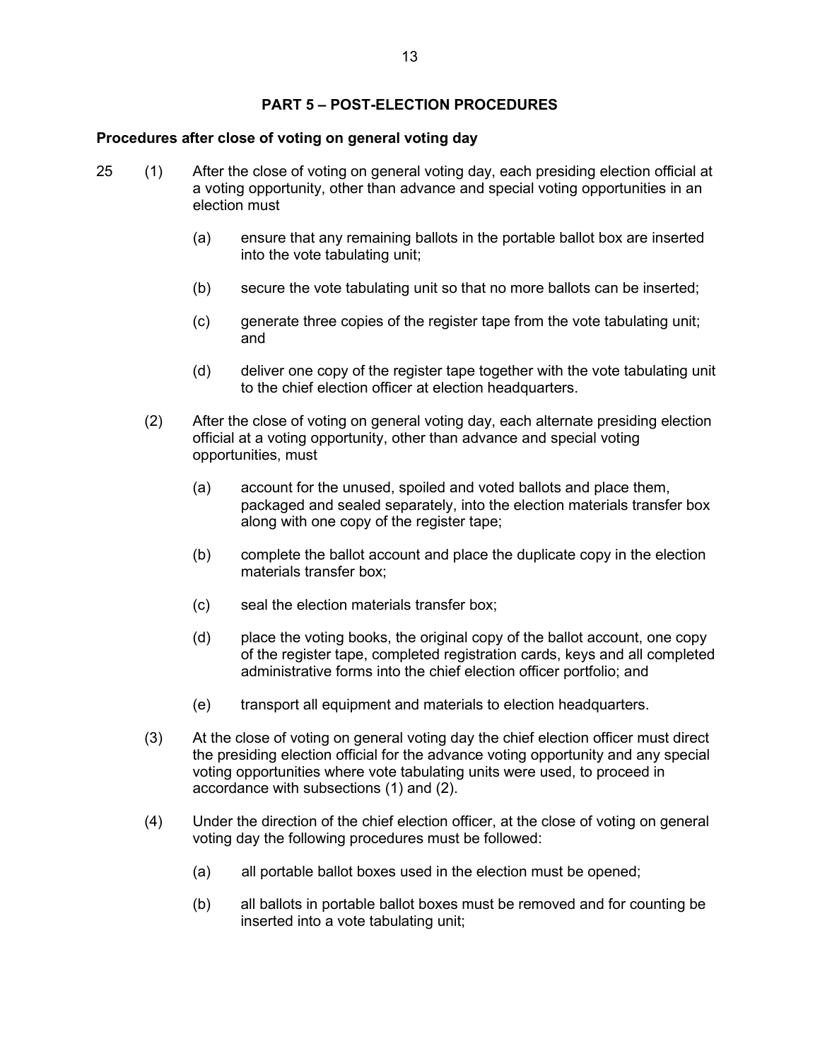## PART 5 – POST-ELECTION PROCEDURES

### Procedures after close of voting on general voting day

25 (1) After the close of voting on general voting day, each presiding election official at a voting opportunity, other than advance and special voting opportunities in an election must

(a) ensure that any remaining ballots in the portable ballot box are inserted into the vote tabulating unit;

(b) secure the vote tabulating unit so that no more ballots can be inserted;

(c) generate three copies of the register tape from the vote tabulating unit; and

(d) deliver one copy of the register tape together with the vote tabulating unit to the chief election officer at election headquarters.

(2) After the close of voting on general voting day, each alternate presiding election official at a voting opportunity, other than advance and special voting opportunities, must

(a) account for the unused, spoiled and voted ballots and place them, packaged and sealed separately, into the election materials transfer box along with one copy of the register tape;

(b) complete the ballot account and place the duplicate copy in the election materials transfer box;

(c) seal the election materials transfer box;

(d) place the voting books, the original copy of the ballot account, one copy of the register tape, completed registration cards, keys and all completed administrative forms into the chief election officer portfolio; and

(e) transport all equipment and materials to election headquarters.

(3) At the close of voting on general voting day the chief election officer must direct the presiding election official for the advance voting opportunity and any special voting opportunities where vote tabulating units were used, to proceed in accordance with subsections (1) and (2).

(4) Under the direction of the chief election officer, at the close of voting on general voting day the following procedures must be followed:

(a) all portable ballot boxes used in the election must be opened;

(b) all ballots in portable ballot boxes must be removed and for counting be inserted into a vote tabulating unit;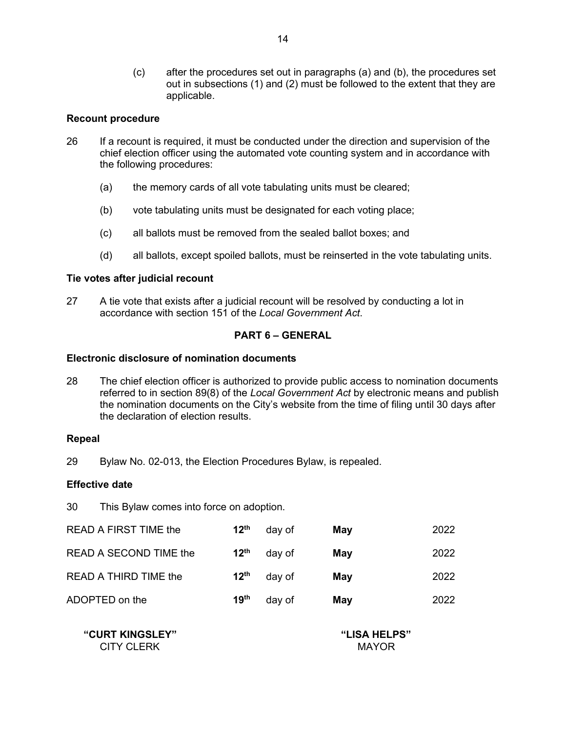(c) after the procedures set out in paragraphs (a) and (b), the procedures set out in subsections (1) and (2) must be followed to the extent that they are applicable.

**Recount procedure**

26 If a recount is required, it must be conducted under the direction and supervision of the chief election officer using the automated vote counting system and in accordance with the following procedures:

(a) the memory cards of all vote tabulating units must be cleared;

(b) vote tabulating units must be designated for each voting place;

(c) all ballots must be removed from the sealed ballot boxes; and

(d) all ballots, except spoiled ballots, must be reinserted in the vote tabulating units.

**Tie votes after judicial recount**

27 A tie vote that exists after a judicial recount will be resolved by conducting a lot in accordance with section 151 of the *Local Government Act*.

## PART 6 – GENERAL

**Electronic disclosure of nomination documents**

28 The chief election officer is authorized to provide public access to nomination documents referred to in section 89(8) of the *Local Government Act* by electronic means and publish the nomination documents on the City's website from the time of filing until 30 days after the declaration of election results.

**Repeal**

29 Bylaw No. 02-013, the Election Procedures Bylaw, is repealed.

**Effective date**

30 This Bylaw comes into force on adoption.

| | | | | |
|---|---|---|---|---|
| READ A FIRST TIME the | **12th** | day of | **May** | 2022 |
| READ A SECOND TIME the | **12th** | day of | **May** | 2022 |
| READ A THIRD TIME the | **12th** | day of | **May** | 2022 |
| ADOPTED on the | **19th** | day of | **May** | 2022 |

**"CURT KINGSLEY"**
CITY CLERK

**"LISA HELPS"**
MAYOR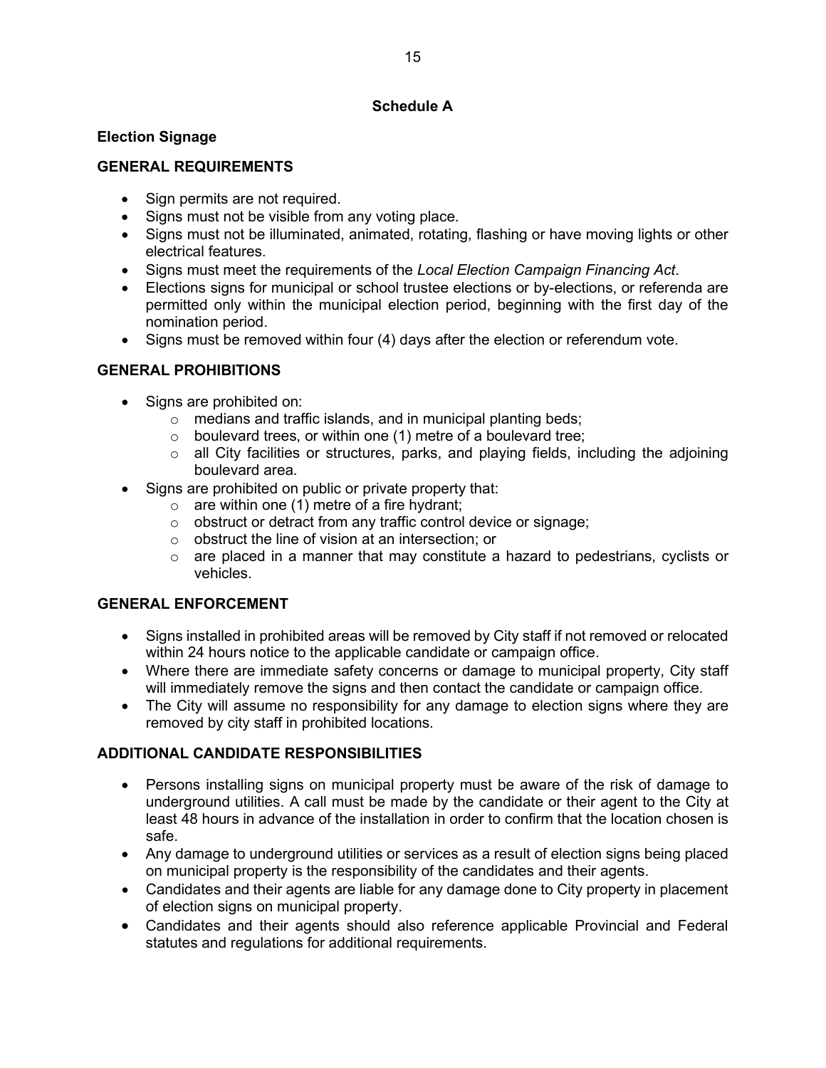## Schedule A

### Election Signage

### GENERAL REQUIREMENTS

- Sign permits are not required.
- Signs must not be visible from any voting place.
- Signs must not be illuminated, animated, rotating, flashing or have moving lights or other electrical features.
- Signs must meet the requirements of the *Local Election Campaign Financing Act*.
- Elections signs for municipal or school trustee elections or by-elections, or referenda are permitted only within the municipal election period, beginning with the first day of the nomination period.
- Signs must be removed within four (4) days after the election or referendum vote.

### GENERAL PROHIBITIONS

- Signs are prohibited on:
  - medians and traffic islands, and in municipal planting beds;
  - boulevard trees, or within one (1) metre of a boulevard tree;
  - all City facilities or structures, parks, and playing fields, including the adjoining boulevard area.
- Signs are prohibited on public or private property that:
  - are within one (1) metre of a fire hydrant;
  - obstruct or detract from any traffic control device or signage;
  - obstruct the line of vision at an intersection; or
  - are placed in a manner that may constitute a hazard to pedestrians, cyclists or vehicles.

### GENERAL ENFORCEMENT

- Signs installed in prohibited areas will be removed by City staff if not removed or relocated within 24 hours notice to the applicable candidate or campaign office.
- Where there are immediate safety concerns or damage to municipal property, City staff will immediately remove the signs and then contact the candidate or campaign office.
- The City will assume no responsibility for any damage to election signs where they are removed by city staff in prohibited locations.

### ADDITIONAL CANDIDATE RESPONSIBILITIES

- Persons installing signs on municipal property must be aware of the risk of damage to underground utilities. A call must be made by the candidate or their agent to the City at least 48 hours in advance of the installation in order to confirm that the location chosen is safe.
- Any damage to underground utilities or services as a result of election signs being placed on municipal property is the responsibility of the candidates and their agents.
- Candidates and their agents are liable for any damage done to City property in placement of election signs on municipal property.
- Candidates and their agents should also reference applicable Provincial and Federal statutes and regulations for additional requirements.